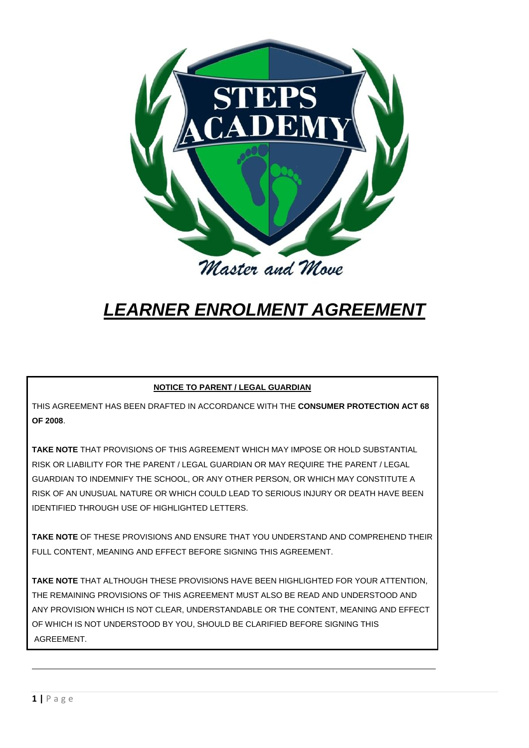# *LEARNER ENROLMENT AGREEMENT*

**NOTICE TO PARENT / LEGAL GUARDIAN**

THIS AGREEMENT HAS BEEN DRAFTED IN ACCORDANCE WITH THE **CONSUMER PROTECTION ACT 68 OF 2008**.

**TAKE NOTE** THAT PROVISIONS OF THIS AGREEMENT WHICH MAY IMPOSE OR HOLD SUBSTANTIAL RISK OR LIABILITY FOR THE PARENT / LEGAL GUARDIAN OR MAY REQUIRE THE PARENT / LEGAL GUARDIAN TO INDEMNIFY THE SCHOOL, OR ANY OTHER PERSON, OR WHICH MAY CONSTITUTE A RISK OF AN UNUSUAL NATURE OR WHICH COULD LEAD TO SERIOUS INJURY OR DEATH HAVE BEEN IDENTIFIED THROUGH USE OF HIGHLIGHTED LETTERS.

**TAKE NOTE** OF THESE PROVISIONS AND ENSURE THAT YOU UNDERSTAND AND COMPREHEND THEIR FULL CONTENT, MEANING AND EFFECT BEFORE SIGNING THIS AGREEMENT.

**TAKE NOTE** THAT ALTHOUGH THESE PROVISIONS HAVE BEEN HIGHLIGHTED FOR YOUR ATTENTION, THE REMAINING PROVISIONS OF THIS AGREEMENT MUST ALSO BE READ AND UNDERSTOOD AND ANY PROVISION WHICH IS NOT CLEAR, UNDERSTANDABLE OR THE CONTENT, MEANING AND EFFECT OF WHICH IS NOT UNDERSTOOD BY YOU, SHOULD BE CLARIFIED BEFORE SIGNING THIS AGREEMENT.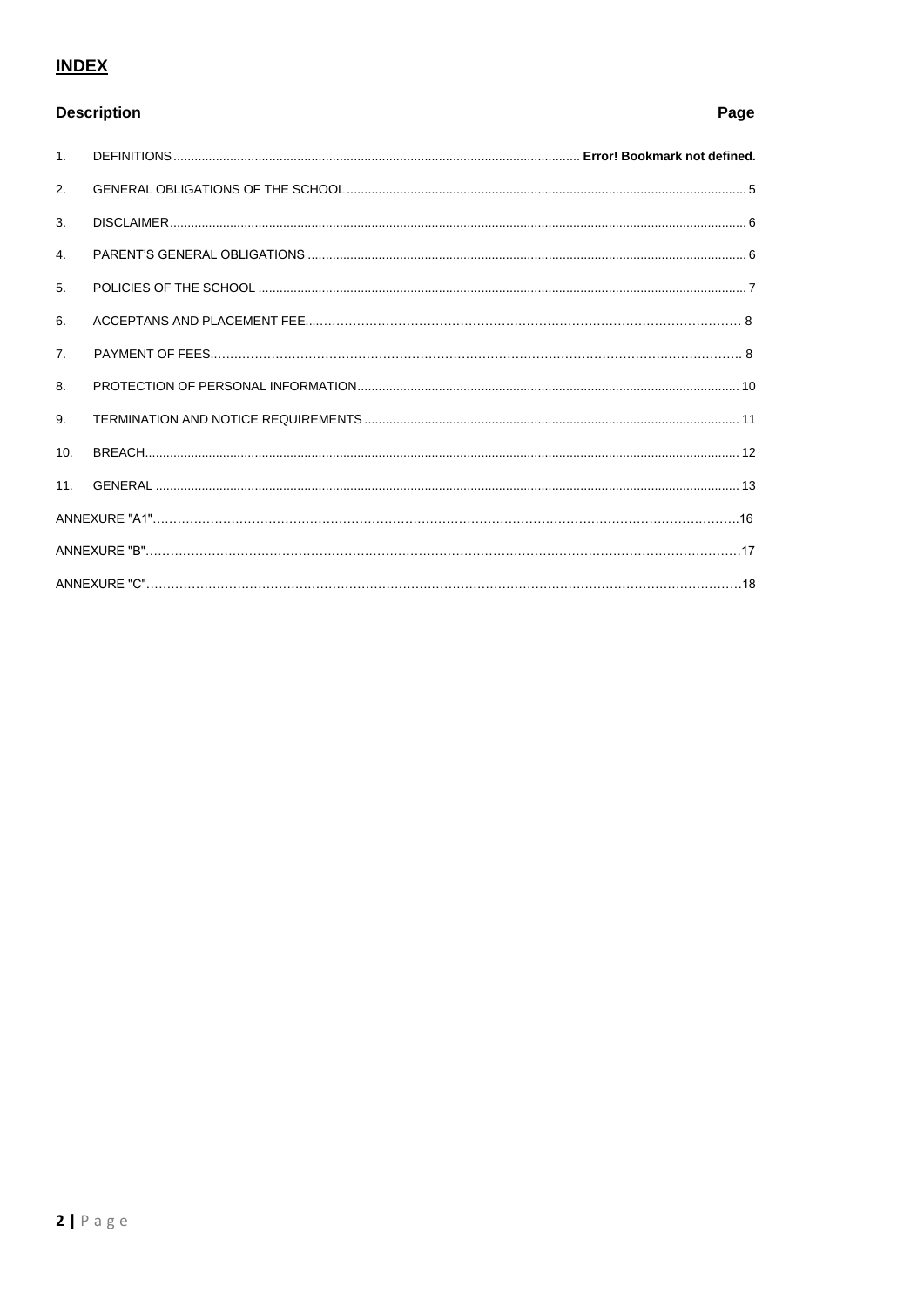## INDEX

| Description | | Page |
|---|---|---|
| 1. | DEFINITIONS | Error! Bookmark not defined. |
| 2. | GENERAL OBLIGATIONS OF THE SCHOOL | 5 |
| 3. | DISCLAIMER | 6 |
| 4. | PARENT'S GENERAL OBLIGATIONS | 6 |
| 5. | POLICIES OF THE SCHOOL | 7 |
| 6. | ACCEPTANS AND PLACEMENT FEE | 8 |
| 7. | PAYMENT OF FEES | 8 |
| 8. | PROTECTION OF PERSONAL INFORMATION | 10 |
| 9. | TERMINATION AND NOTICE REQUIREMENTS | 11 |
| 10. | BREACH | 12 |
| 11. | GENERAL | 13 |
| ANNEXURE "A1" | | 16 |
| ANNEXURE "B" | | 17 |
| ANNEXURE "C" | | 18 |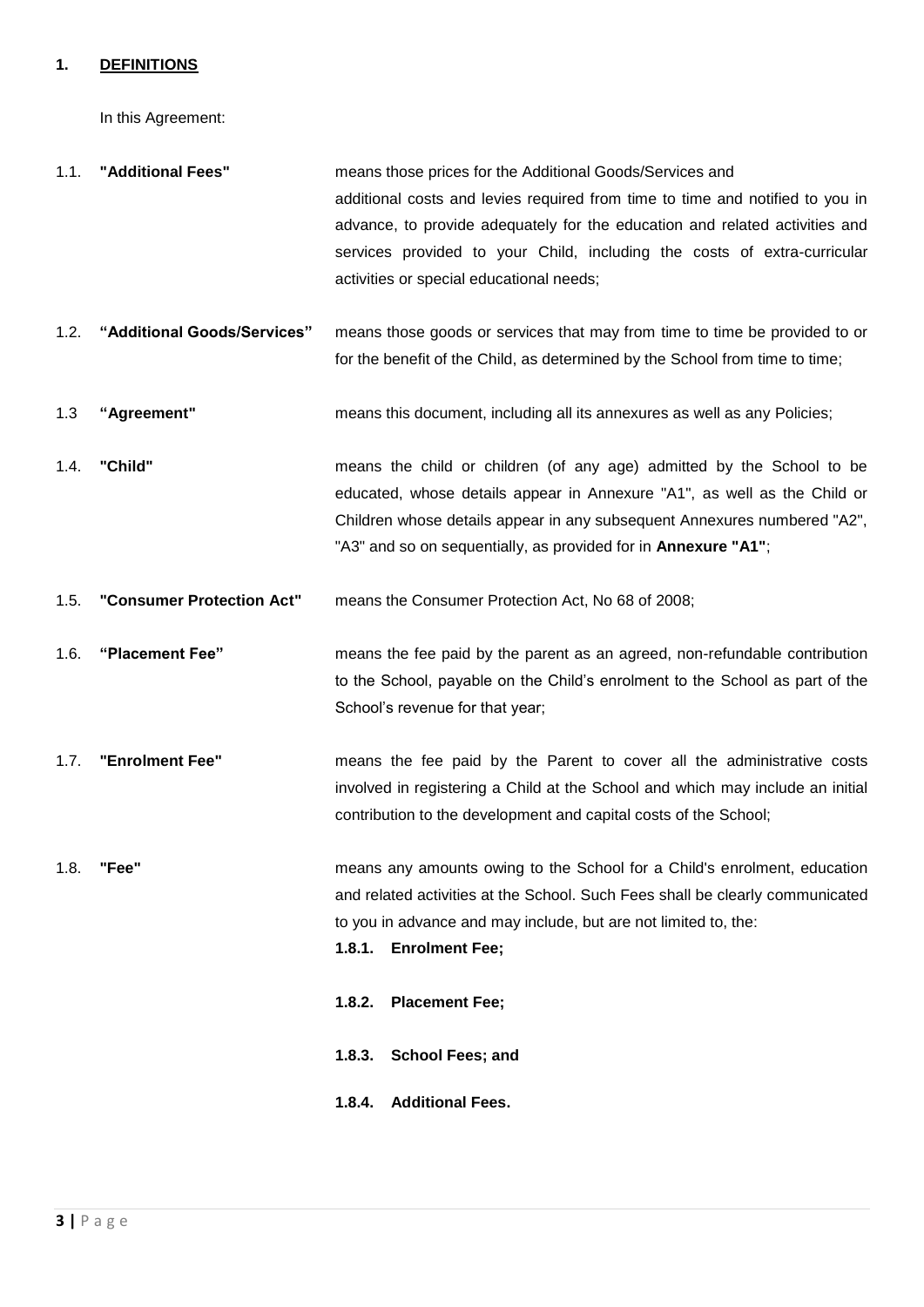## 1. DEFINITIONS

In this Agreement:

1.1. **"Additional Fees"** means those prices for the Additional Goods/Services and additional costs and levies required from time to time and notified to you in advance, to provide adequately for the education and related activities and services provided to your Child, including the costs of extra-curricular activities or special educational needs;

1.2. **"Additional Goods/Services"** means those goods or services that may from time to time be provided to or for the benefit of the Child, as determined by the School from time to time;

1.3 **"Agreement"** means this document, including all its annexures as well as any Policies;

1.4. **"Child"** means the child or children (of any age) admitted by the School to be educated, whose details appear in Annexure "A1", as well as the Child or Children whose details appear in any subsequent Annexures numbered "A2", "A3" and so on sequentially, as provided for in **Annexure "A1"**;

1.5. **"Consumer Protection Act"** means the Consumer Protection Act, No 68 of 2008;

1.6. **"Placement Fee"** means the fee paid by the parent as an agreed, non-refundable contribution to the School, payable on the Child's enrolment to the School as part of the School's revenue for that year;

1.7. **"Enrolment Fee"** means the fee paid by the Parent to cover all the administrative costs involved in registering a Child at the School and which may include an initial contribution to the development and capital costs of the School;

1.8. **"Fee"** means any amounts owing to the School for a Child's enrolment, education and related activities at the School. Such Fees shall be clearly communicated to you in advance and may include, but are not limited to, the:

**1.8.1. Enrolment Fee;**

**1.8.2. Placement Fee;**

**1.8.3. School Fees; and**

**1.8.4. Additional Fees.**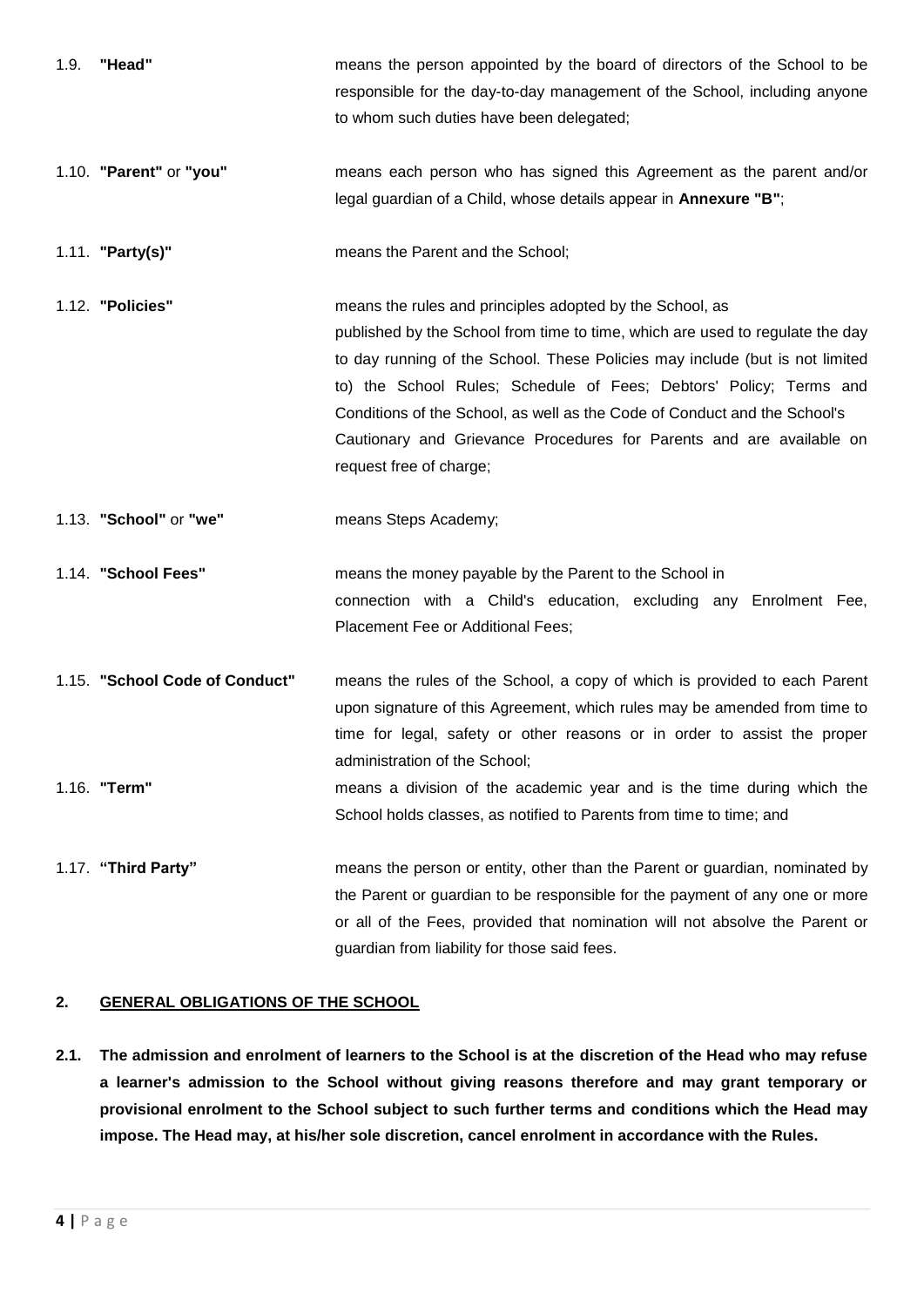1.9. **"Head"** means the person appointed by the board of directors of the School to be responsible for the day-to-day management of the School, including anyone to whom such duties have been delegated;

1.10. **"Parent"** or **"you"** means each person who has signed this Agreement as the parent and/or legal guardian of a Child, whose details appear in **Annexure "B"**;

1.11. **"Party(s)"** means the Parent and the School;

1.12. **"Policies"** means the rules and principles adopted by the School, as published by the School from time to time, which are used to regulate the day to day running of the School. These Policies may include (but is not limited to) the School Rules; Schedule of Fees; Debtors' Policy; Terms and Conditions of the School, as well as the Code of Conduct and the School's Cautionary and Grievance Procedures for Parents and are available on request free of charge;

1.13. **"School"** or **"we"** means Steps Academy;

1.14. **"School Fees"** means the money payable by the Parent to the School in connection with a Child's education, excluding any Enrolment Fee, Placement Fee or Additional Fees;

1.15. **"School Code of Conduct"** means the rules of the School, a copy of which is provided to each Parent upon signature of this Agreement, which rules may be amended from time to time for legal, safety or other reasons or in order to assist the proper administration of the School;

1.16. **"Term"** means a division of the academic year and is the time during which the School holds classes, as notified to Parents from time to time; and

1.17. **"Third Party"** means the person or entity, other than the Parent or guardian, nominated by the Parent or guardian to be responsible for the payment of any one or more or all of the Fees, provided that nomination will not absolve the Parent or guardian from liability for those said fees.

## 2. GENERAL OBLIGATIONS OF THE SCHOOL

**2.1. The admission and enrolment of learners to the School is at the discretion of the Head who may refuse a learner's admission to the School without giving reasons therefore and may grant temporary or provisional enrolment to the School subject to such further terms and conditions which the Head may impose. The Head may, at his/her sole discretion, cancel enrolment in accordance with the Rules.**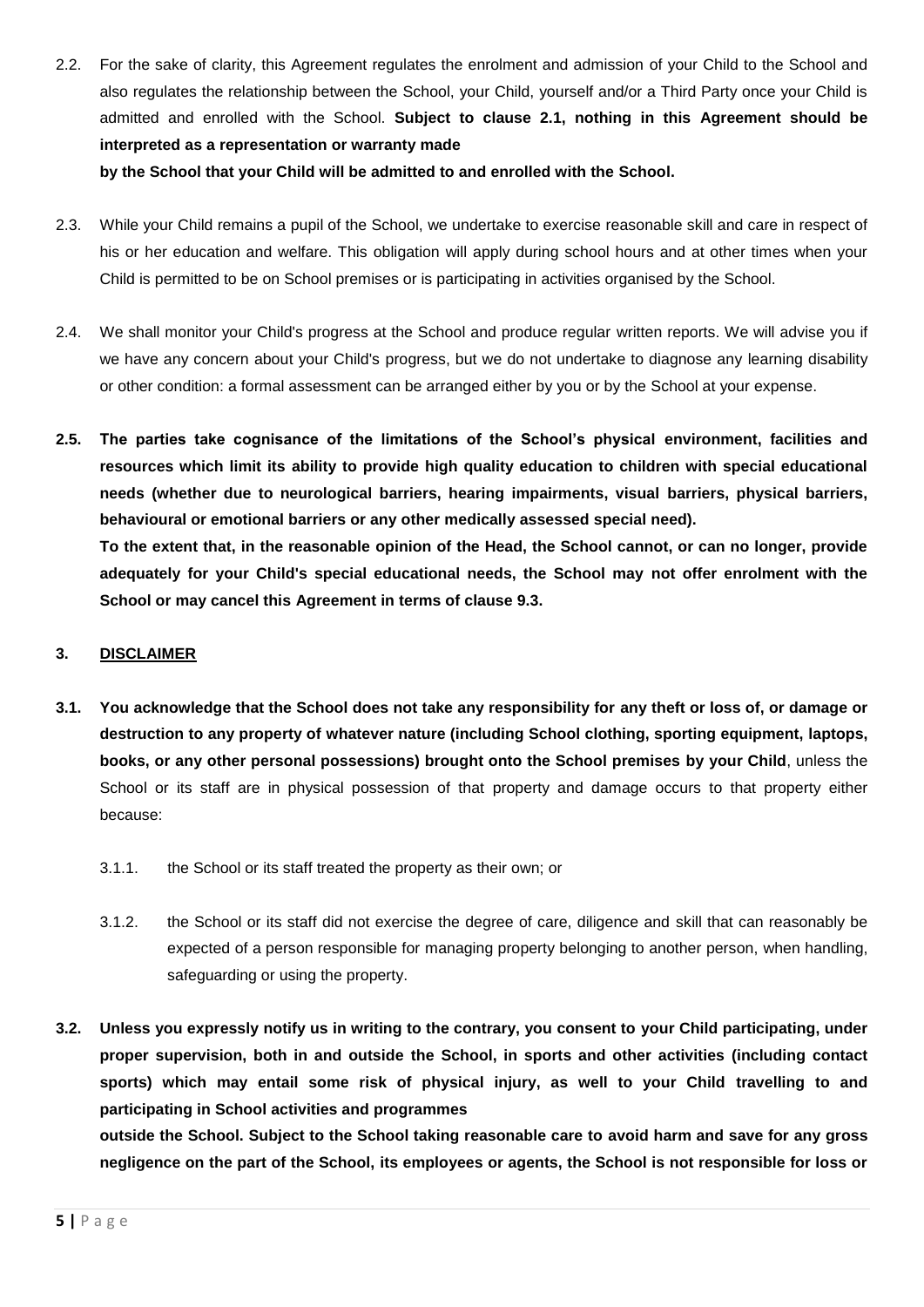2.2. For the sake of clarity, this Agreement regulates the enrolment and admission of your Child to the School and also regulates the relationship between the School, your Child, yourself and/or a Third Party once your Child is admitted and enrolled with the School. **Subject to clause 2.1, nothing in this Agreement should be interpreted as a representation or warranty made by the School that your Child will be admitted to and enrolled with the School.**

2.3. While your Child remains a pupil of the School, we undertake to exercise reasonable skill and care in respect of his or her education and welfare. This obligation will apply during school hours and at other times when your Child is permitted to be on School premises or is participating in activities organised by the School.

2.4. We shall monitor your Child's progress at the School and produce regular written reports. We will advise you if we have any concern about your Child's progress, but we do not undertake to diagnose any learning disability or other condition: a formal assessment can be arranged either by you or by the School at your expense.

**2.5. The parties take cognisance of the limitations of the School's physical environment, facilities and resources which limit its ability to provide high quality education to children with special educational needs (whether due to neurological barriers, hearing impairments, visual barriers, physical barriers, behavioural or emotional barriers or any other medically assessed special need).**

**To the extent that, in the reasonable opinion of the Head, the School cannot, or can no longer, provide adequately for your Child's special educational needs, the School may not offer enrolment with the School or may cancel this Agreement in terms of clause 9.3.**

## 3. DISCLAIMER

**3.1. You acknowledge that the School does not take any responsibility for any theft or loss of, or damage or destruction to any property of whatever nature (including School clothing, sporting equipment, laptops, books, or any other personal possessions) brought onto the School premises by your Child**, unless the School or its staff are in physical possession of that property and damage occurs to that property either because:

3.1.1. the School or its staff treated the property as their own; or

3.1.2. the School or its staff did not exercise the degree of care, diligence and skill that can reasonably be expected of a person responsible for managing property belonging to another person, when handling, safeguarding or using the property.

**3.2. Unless you expressly notify us in writing to the contrary, you consent to your Child participating, under proper supervision, both in and outside the School, in sports and other activities (including contact sports) which may entail some risk of physical injury, as well to your Child travelling to and participating in School activities and programmes outside the School. Subject to the School taking reasonable care to avoid harm and save for any gross negligence on the part of the School, its employees or agents, the School is not responsible for loss or**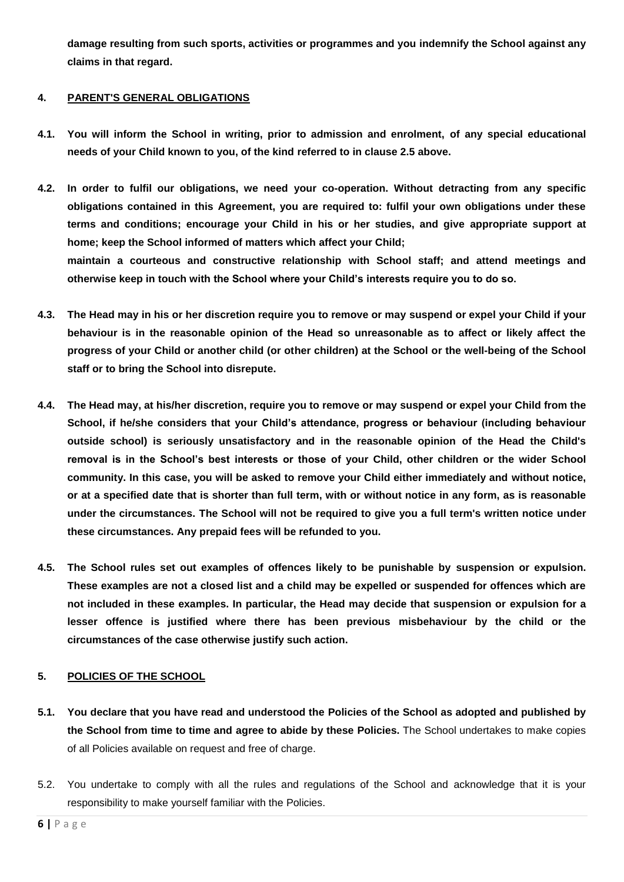**damage resulting from such sports, activities or programmes and you indemnify the School against any claims in that regard.**

**4. PARENT'S GENERAL OBLIGATIONS**

**4.1. You will inform the School in writing, prior to admission and enrolment, of any special educational needs of your Child known to you, of the kind referred to in clause 2.5 above.**

**4.2. In order to fulfil our obligations, we need your co-operation. Without detracting from any specific obligations contained in this Agreement, you are required to: fulfil your own obligations under these terms and conditions; encourage your Child in his or her studies, and give appropriate support at home; keep the School informed of matters which affect your Child; maintain a courteous and constructive relationship with School staff; and attend meetings and otherwise keep in touch with the School where your Child's interests require you to do so.**

**4.3. The Head may in his or her discretion require you to remove or may suspend or expel your Child if your behaviour is in the reasonable opinion of the Head so unreasonable as to affect or likely affect the progress of your Child or another child (or other children) at the School or the well-being of the School staff or to bring the School into disrepute.**

**4.4. The Head may, at his/her discretion, require you to remove or may suspend or expel your Child from the School, if he/she considers that your Child's attendance, progress or behaviour (including behaviour outside school) is seriously unsatisfactory and in the reasonable opinion of the Head the Child's removal is in the School's best interests or those of your Child, other children or the wider School community. In this case, you will be asked to remove your Child either immediately and without notice, or at a specified date that is shorter than full term, with or without notice in any form, as is reasonable under the circumstances. The School will not be required to give you a full term's written notice under these circumstances. Any prepaid fees will be refunded to you.**

**4.5. The School rules set out examples of offences likely to be punishable by suspension or expulsion. These examples are not a closed list and a child may be expelled or suspended for offences which are not included in these examples. In particular, the Head may decide that suspension or expulsion for a lesser offence is justified where there has been previous misbehaviour by the child or the circumstances of the case otherwise justify such action.**

**5. POLICIES OF THE SCHOOL**

**5.1. You declare that you have read and understood the Policies of the School as adopted and published by the School from time to time and agree to abide by these Policies.** The School undertakes to make copies of all Policies available on request and free of charge.

5.2. You undertake to comply with all the rules and regulations of the School and acknowledge that it is your responsibility to make yourself familiar with the Policies.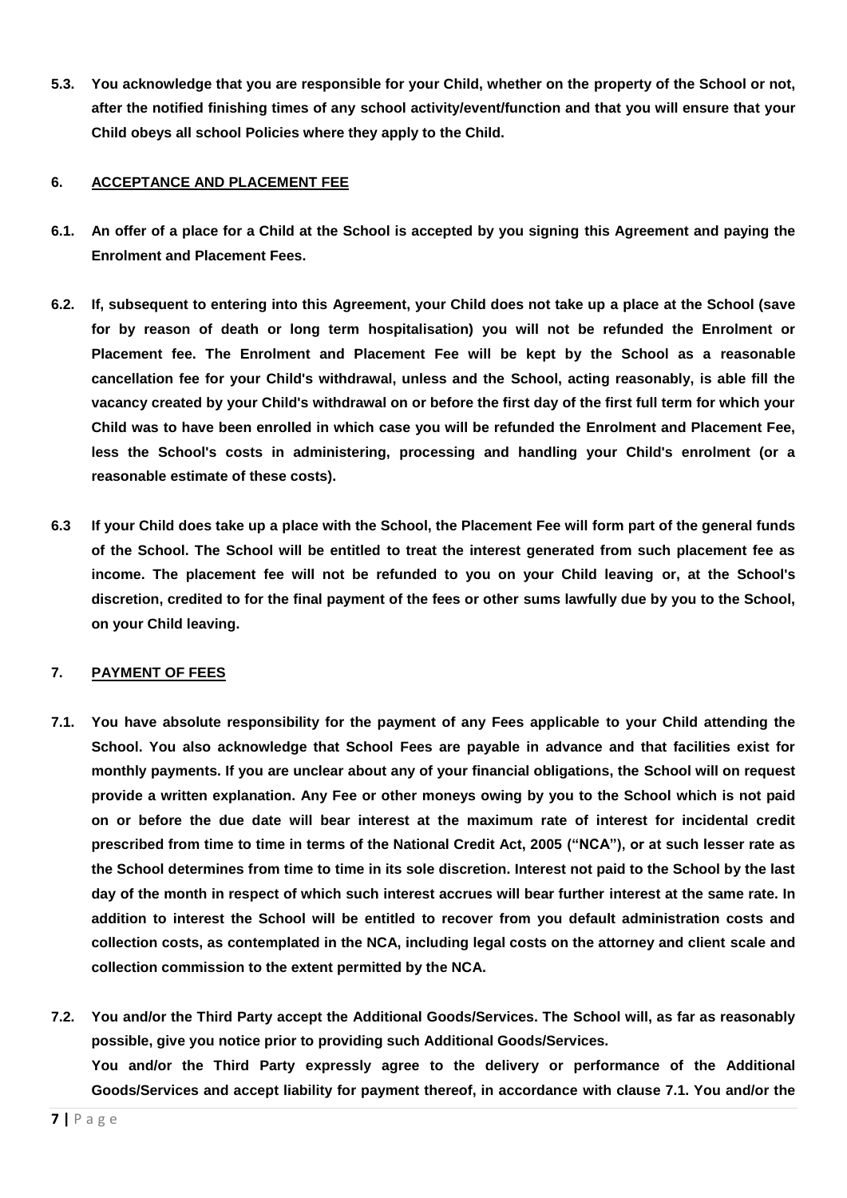**5.3. You acknowledge that you are responsible for your Child, whether on the property of the School or not, after the notified finishing times of any school activity/event/function and that you will ensure that your Child obeys all school Policies where they apply to the Child.**

## 6. ACCEPTANCE AND PLACEMENT FEE

**6.1. An offer of a place for a Child at the School is accepted by you signing this Agreement and paying the Enrolment and Placement Fees.**

**6.2. If, subsequent to entering into this Agreement, your Child does not take up a place at the School (save for by reason of death or long term hospitalisation) you will not be refunded the Enrolment or Placement fee. The Enrolment and Placement Fee will be kept by the School as a reasonable cancellation fee for your Child's withdrawal, unless and the School, acting reasonably, is able fill the vacancy created by your Child's withdrawal on or before the first day of the first full term for which your Child was to have been enrolled in which case you will be refunded the Enrolment and Placement Fee, less the School's costs in administering, processing and handling your Child's enrolment (or a reasonable estimate of these costs).**

**6.3 If your Child does take up a place with the School, the Placement Fee will form part of the general funds of the School. The School will be entitled to treat the interest generated from such placement fee as income. The placement fee will not be refunded to you on your Child leaving or, at the School's discretion, credited to for the final payment of the fees or other sums lawfully due by you to the School, on your Child leaving.**

## 7. PAYMENT OF FEES

**7.1. You have absolute responsibility for the payment of any Fees applicable to your Child attending the School. You also acknowledge that School Fees are payable in advance and that facilities exist for monthly payments. If you are unclear about any of your financial obligations, the School will on request provide a written explanation. Any Fee or other moneys owing by you to the School which is not paid on or before the due date will bear interest at the maximum rate of interest for incidental credit prescribed from time to time in terms of the National Credit Act, 2005 ("NCA"), or at such lesser rate as the School determines from time to time in its sole discretion. Interest not paid to the School by the last day of the month in respect of which such interest accrues will bear further interest at the same rate. In addition to interest the School will be entitled to recover from you default administration costs and collection costs, as contemplated in the NCA, including legal costs on the attorney and client scale and collection commission to the extent permitted by the NCA.**

**7.2. You and/or the Third Party accept the Additional Goods/Services. The School will, as far as reasonably possible, give you notice prior to providing such Additional Goods/Services.**
**You and/or the Third Party expressly agree to the delivery or performance of the Additional Goods/Services and accept liability for payment thereof, in accordance with clause 7.1. You and/or the**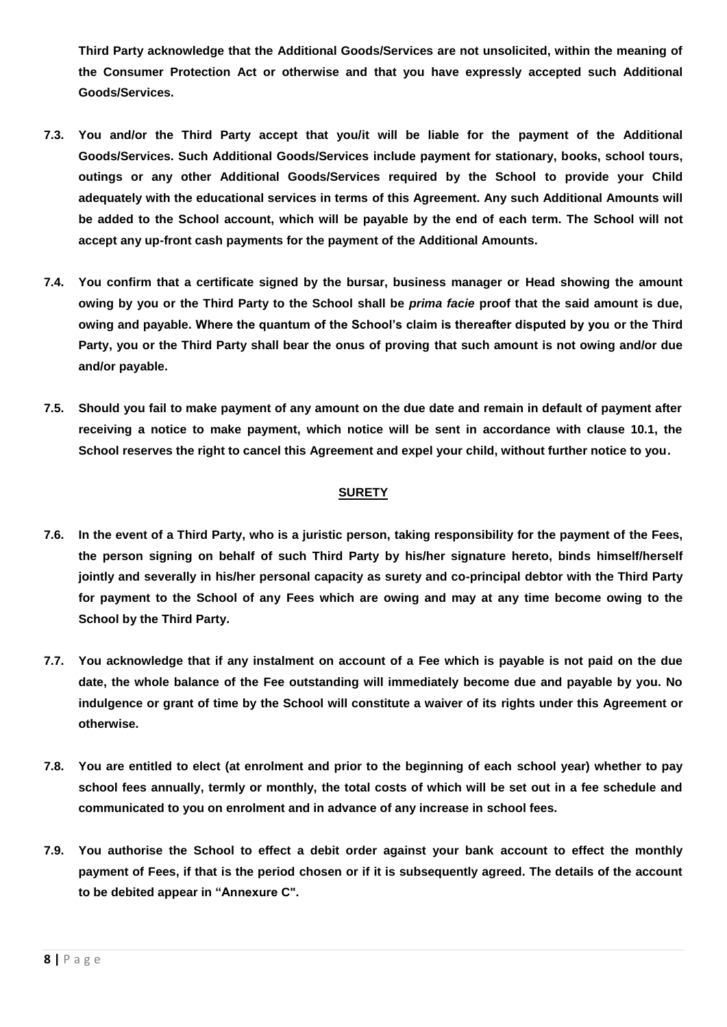**Third Party acknowledge that the Additional Goods/Services are not unsolicited, within the meaning of the Consumer Protection Act or otherwise and that you have expressly accepted such Additional Goods/Services.**

**7.3. You and/or the Third Party accept that you/it will be liable for the payment of the Additional Goods/Services. Such Additional Goods/Services include payment for stationary, books, school tours, outings or any other Additional Goods/Services required by the School to provide your Child adequately with the educational services in terms of this Agreement. Any such Additional Amounts will be added to the School account, which will be payable by the end of each term. The School will not accept any up-front cash payments for the payment of the Additional Amounts.**

**7.4. You confirm that a certificate signed by the bursar, business manager or Head showing the amount owing by you or the Third Party to the School shall be *prima facie* proof that the said amount is due, owing and payable. Where the quantum of the School's claim is thereafter disputed by you or the Third Party, you or the Third Party shall bear the onus of proving that such amount is not owing and/or due and/or payable.**

**7.5. Should you fail to make payment of any amount on the due date and remain in default of payment after receiving a notice to make payment, which notice will be sent in accordance with clause 10.1, the School reserves the right to cancel this Agreement and expel your child, without further notice to you.**

**SURETY**

**7.6. In the event of a Third Party, who is a juristic person, taking responsibility for the payment of the Fees, the person signing on behalf of such Third Party by his/her signature hereto, binds himself/herself jointly and severally in his/her personal capacity as surety and co-principal debtor with the Third Party for payment to the School of any Fees which are owing and may at any time become owing to the School by the Third Party.**

**7.7. You acknowledge that if any instalment on account of a Fee which is payable is not paid on the due date, the whole balance of the Fee outstanding will immediately become due and payable by you. No indulgence or grant of time by the School will constitute a waiver of its rights under this Agreement or otherwise.**

**7.8. You are entitled to elect (at enrolment and prior to the beginning of each school year) whether to pay school fees annually, termly or monthly, the total costs of which will be set out in a fee schedule and communicated to you on enrolment and in advance of any increase in school fees.**

**7.9. You authorise the School to effect a debit order against your bank account to effect the monthly payment of Fees, if that is the period chosen or if it is subsequently agreed. The details of the account to be debited appear in "Annexure C".**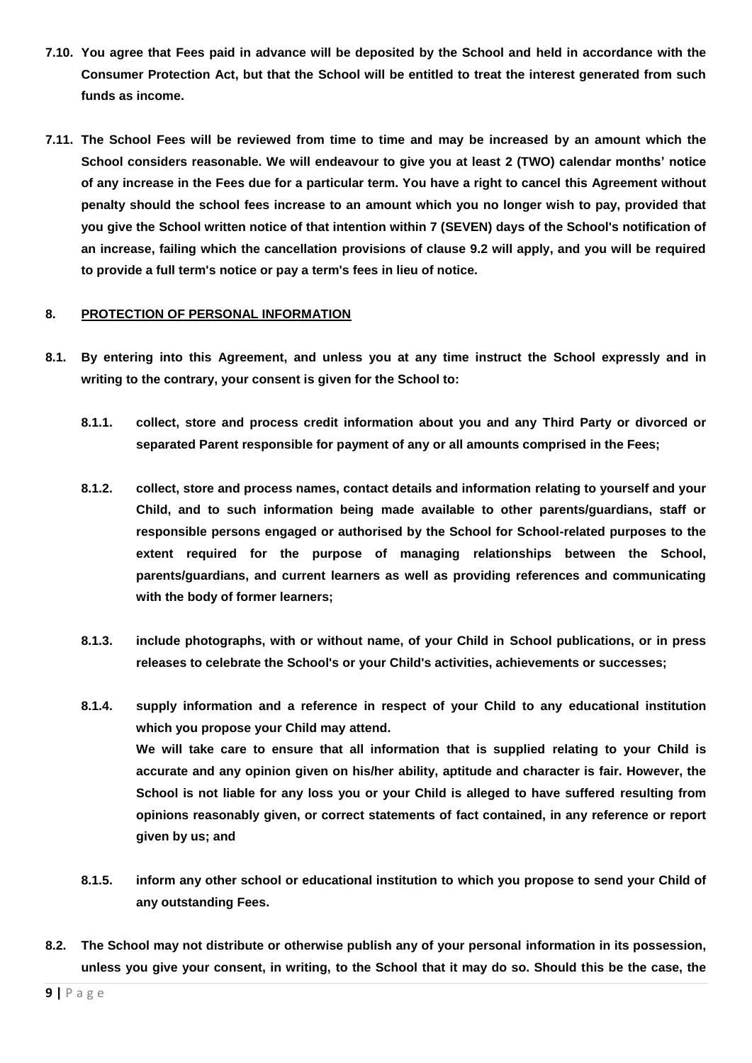**7.10. You agree that Fees paid in advance will be deposited by the School and held in accordance with the Consumer Protection Act, but that the School will be entitled to treat the interest generated from such funds as income.**

**7.11. The School Fees will be reviewed from time to time and may be increased by an amount which the School considers reasonable. We will endeavour to give you at least 2 (TWO) calendar months' notice of any increase in the Fees due for a particular term. You have a right to cancel this Agreement without penalty should the school fees increase to an amount which you no longer wish to pay, provided that you give the School written notice of that intention within 7 (SEVEN) days of the School's notification of an increase, failing which the cancellation provisions of clause 9.2 will apply, and you will be required to provide a full term's notice or pay a term's fees in lieu of notice.**

## 8. PROTECTION OF PERSONAL INFORMATION

**8.1. By entering into this Agreement, and unless you at any time instruct the School expressly and in writing to the contrary, your consent is given for the School to:**

**8.1.1. collect, store and process credit information about you and any Third Party or divorced or separated Parent responsible for payment of any or all amounts comprised in the Fees;**

**8.1.2. collect, store and process names, contact details and information relating to yourself and your Child, and to such information being made available to other parents/guardians, staff or responsible persons engaged or authorised by the School for School-related purposes to the extent required for the purpose of managing relationships between the School, parents/guardians, and current learners as well as providing references and communicating with the body of former learners;**

**8.1.3. include photographs, with or without name, of your Child in School publications, or in press releases to celebrate the School's or your Child's activities, achievements or successes;**

**8.1.4. supply information and a reference in respect of your Child to any educational institution which you propose your Child may attend.**
**We will take care to ensure that all information that is supplied relating to your Child is accurate and any opinion given on his/her ability, aptitude and character is fair. However, the School is not liable for any loss you or your Child is alleged to have suffered resulting from opinions reasonably given, or correct statements of fact contained, in any reference or report given by us; and**

**8.1.5. inform any other school or educational institution to which you propose to send your Child of any outstanding Fees.**

**8.2. The School may not distribute or otherwise publish any of your personal information in its possession, unless you give your consent, in writing, to the School that it may do so. Should this be the case, the**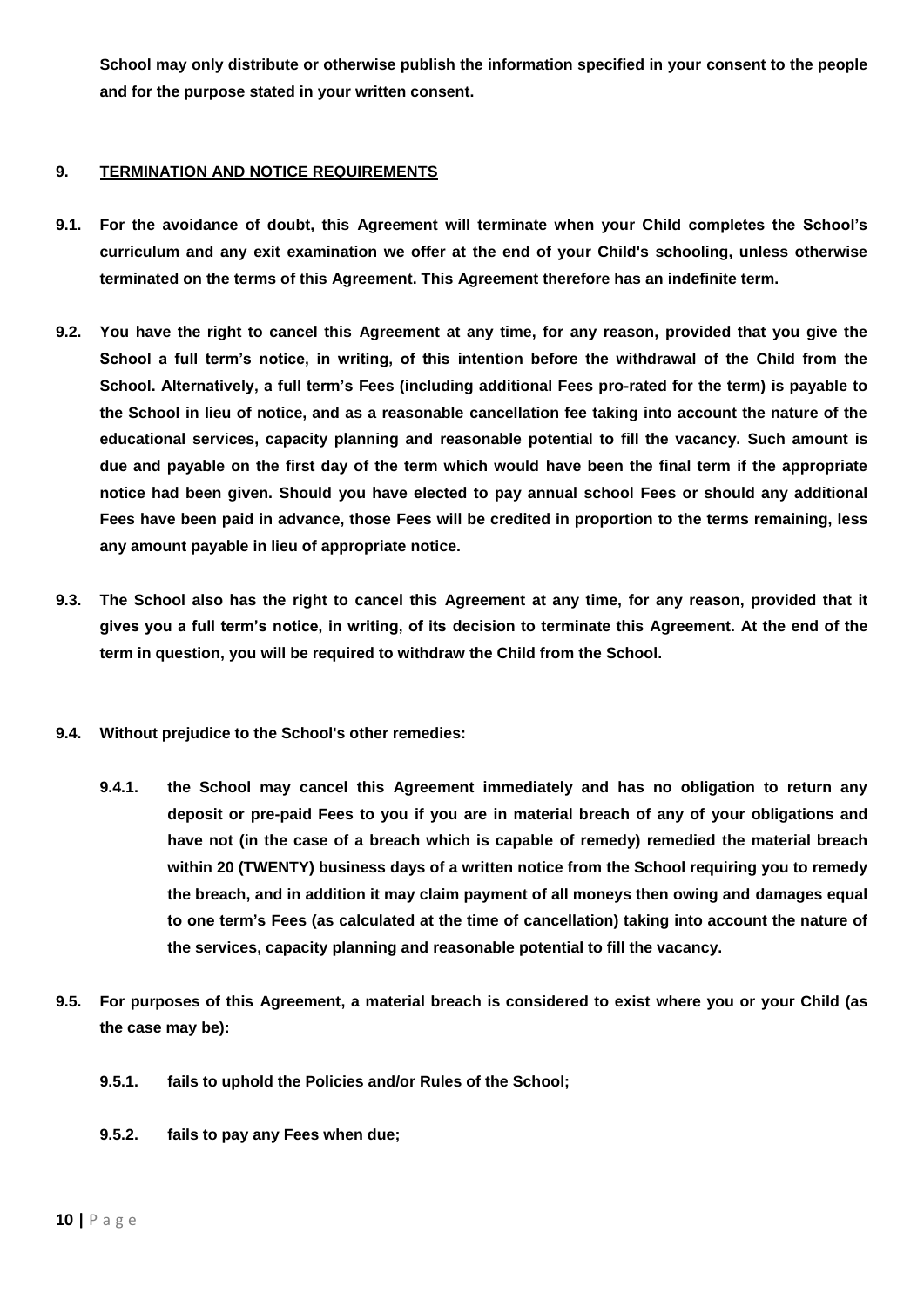**School may only distribute or otherwise publish the information specified in your consent to the people and for the purpose stated in your written consent.**

## 9. TERMINATION AND NOTICE REQUIREMENTS

**9.1. For the avoidance of doubt, this Agreement will terminate when your Child completes the School's curriculum and any exit examination we offer at the end of your Child's schooling, unless otherwise terminated on the terms of this Agreement. This Agreement therefore has an indefinite term.**

**9.2. You have the right to cancel this Agreement at any time, for any reason, provided that you give the School a full term's notice, in writing, of this intention before the withdrawal of the Child from the School. Alternatively, a full term's Fees (including additional Fees pro-rated for the term) is payable to the School in lieu of notice, and as a reasonable cancellation fee taking into account the nature of the educational services, capacity planning and reasonable potential to fill the vacancy. Such amount is due and payable on the first day of the term which would have been the final term if the appropriate notice had been given. Should you have elected to pay annual school Fees or should any additional Fees have been paid in advance, those Fees will be credited in proportion to the terms remaining, less any amount payable in lieu of appropriate notice.**

**9.3. The School also has the right to cancel this Agreement at any time, for any reason, provided that it gives you a full term's notice, in writing, of its decision to terminate this Agreement. At the end of the term in question, you will be required to withdraw the Child from the School.**

**9.4. Without prejudice to the School's other remedies:**

**9.4.1. the School may cancel this Agreement immediately and has no obligation to return any deposit or pre-paid Fees to you if you are in material breach of any of your obligations and have not (in the case of a breach which is capable of remedy) remedied the material breach within 20 (TWENTY) business days of a written notice from the School requiring you to remedy the breach, and in addition it may claim payment of all moneys then owing and damages equal to one term's Fees (as calculated at the time of cancellation) taking into account the nature of the services, capacity planning and reasonable potential to fill the vacancy.**

**9.5. For purposes of this Agreement, a material breach is considered to exist where you or your Child (as the case may be):**

**9.5.1. fails to uphold the Policies and/or Rules of the School;**

**9.5.2. fails to pay any Fees when due;**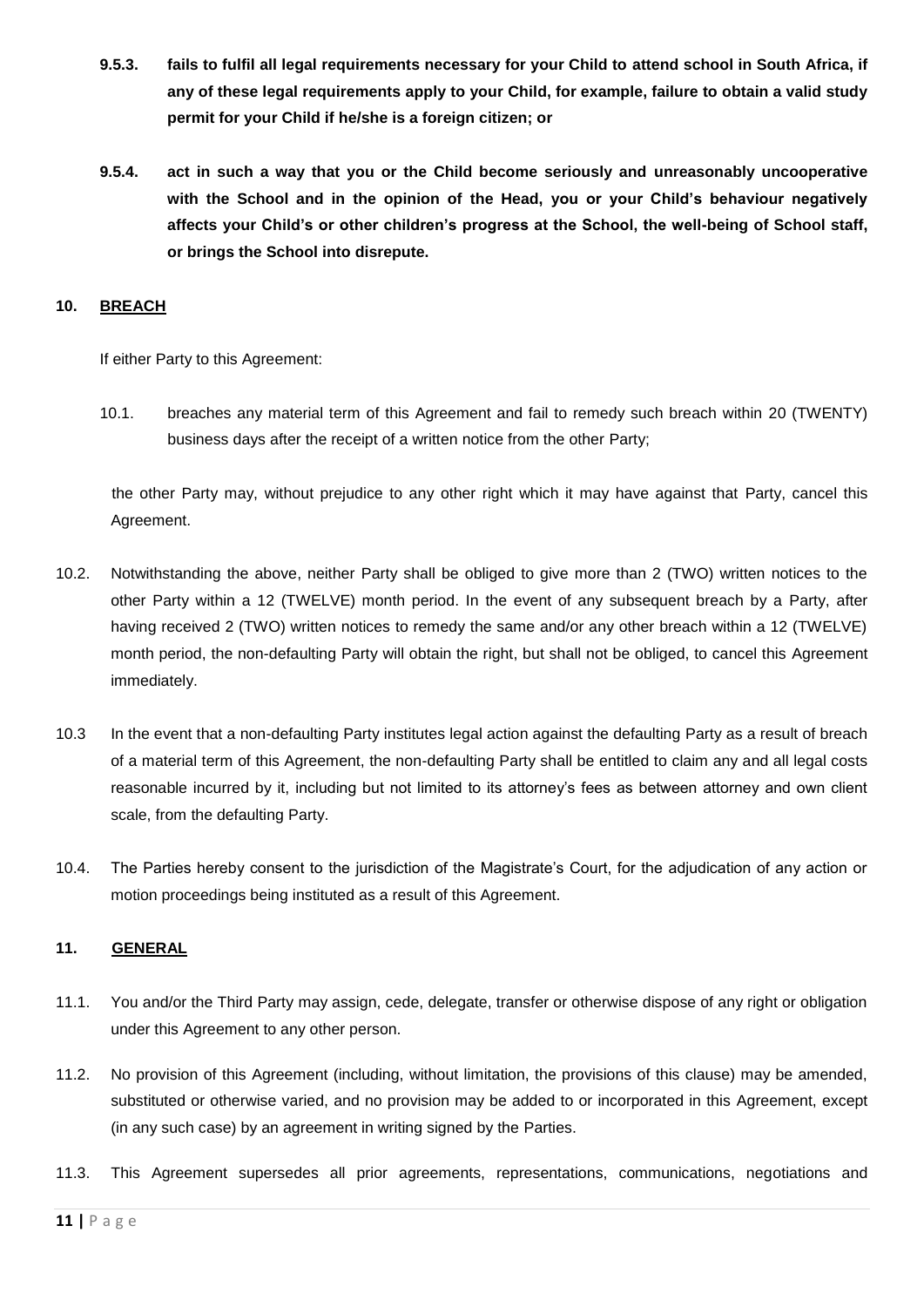**9.5.3. fails to fulfil all legal requirements necessary for your Child to attend school in South Africa, if any of these legal requirements apply to your Child, for example, failure to obtain a valid study permit for your Child if he/she is a foreign citizen; or**

**9.5.4. act in such a way that you or the Child become seriously and unreasonably uncooperative with the School and in the opinion of the Head, you or your Child's behaviour negatively affects your Child's or other children's progress at the School, the well-being of School staff, or brings the School into disrepute.**

## 10. BREACH

If either Party to this Agreement:

10.1. breaches any material term of this Agreement and fail to remedy such breach within 20 (TWENTY) business days after the receipt of a written notice from the other Party;

the other Party may, without prejudice to any other right which it may have against that Party, cancel this Agreement.

10.2. Notwithstanding the above, neither Party shall be obliged to give more than 2 (TWO) written notices to the other Party within a 12 (TWELVE) month period. In the event of any subsequent breach by a Party, after having received 2 (TWO) written notices to remedy the same and/or any other breach within a 12 (TWELVE) month period, the non-defaulting Party will obtain the right, but shall not be obliged, to cancel this Agreement immediately.

10.3 In the event that a non-defaulting Party institutes legal action against the defaulting Party as a result of breach of a material term of this Agreement, the non-defaulting Party shall be entitled to claim any and all legal costs reasonable incurred by it, including but not limited to its attorney's fees as between attorney and own client scale, from the defaulting Party.

10.4. The Parties hereby consent to the jurisdiction of the Magistrate's Court, for the adjudication of any action or motion proceedings being instituted as a result of this Agreement.

## 11. GENERAL

11.1. You and/or the Third Party may assign, cede, delegate, transfer or otherwise dispose of any right or obligation under this Agreement to any other person.

11.2. No provision of this Agreement (including, without limitation, the provisions of this clause) may be amended, substituted or otherwise varied, and no provision may be added to or incorporated in this Agreement, except (in any such case) by an agreement in writing signed by the Parties.

11.3. This Agreement supersedes all prior agreements, representations, communications, negotiations and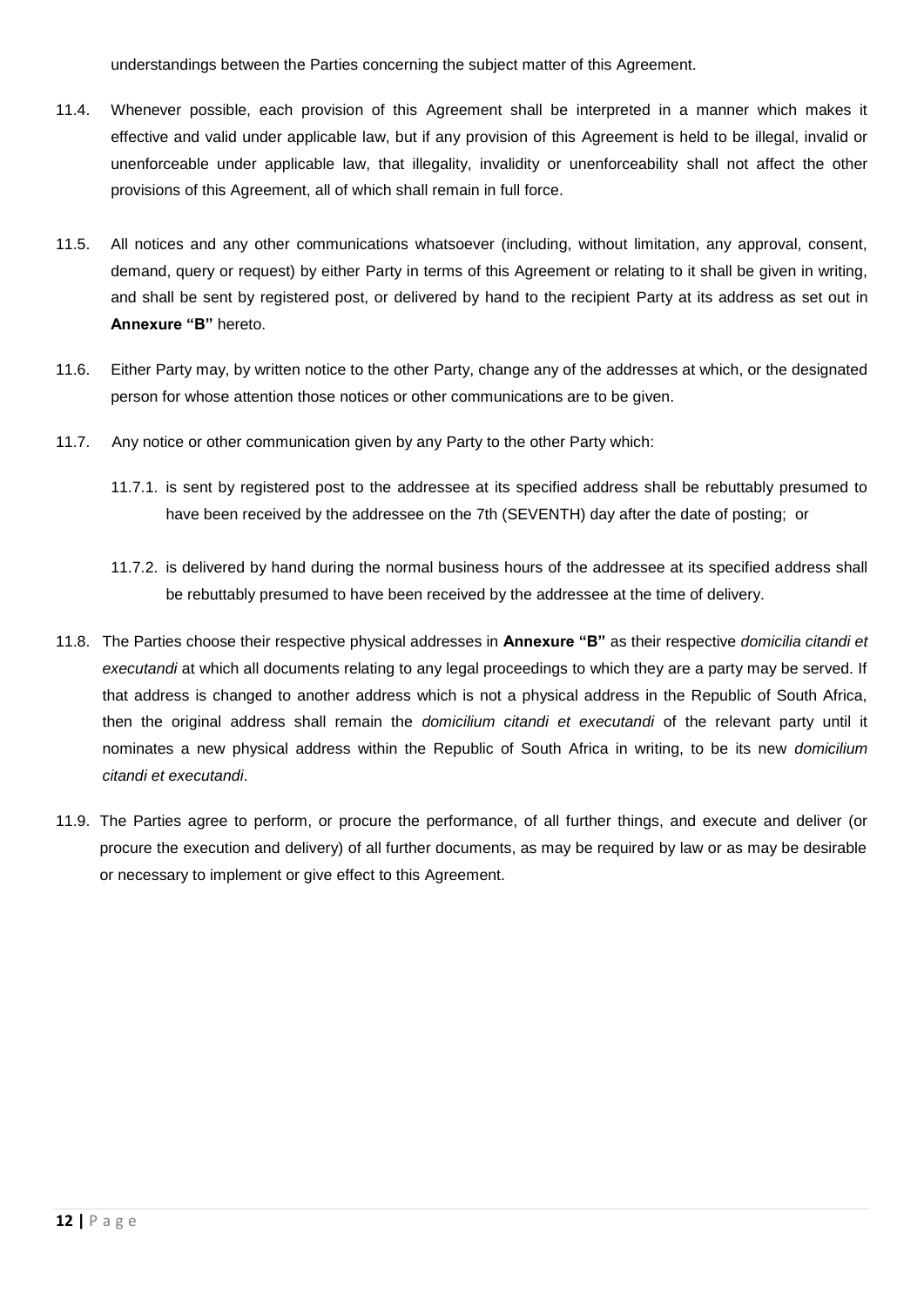understandings between the Parties concerning the subject matter of this Agreement.

11.4. Whenever possible, each provision of this Agreement shall be interpreted in a manner which makes it effective and valid under applicable law, but if any provision of this Agreement is held to be illegal, invalid or unenforceable under applicable law, that illegality, invalidity or unenforceability shall not affect the other provisions of this Agreement, all of which shall remain in full force.

11.5. All notices and any other communications whatsoever (including, without limitation, any approval, consent, demand, query or request) by either Party in terms of this Agreement or relating to it shall be given in writing, and shall be sent by registered post, or delivered by hand to the recipient Party at its address as set out in **Annexure "B"** hereto.

11.6. Either Party may, by written notice to the other Party, change any of the addresses at which, or the designated person for whose attention those notices or other communications are to be given.

11.7. Any notice or other communication given by any Party to the other Party which:

11.7.1. is sent by registered post to the addressee at its specified address shall be rebuttably presumed to have been received by the addressee on the 7th (SEVENTH) day after the date of posting; or

11.7.2. is delivered by hand during the normal business hours of the addressee at its specified address shall be rebuttably presumed to have been received by the addressee at the time of delivery.

11.8. The Parties choose their respective physical addresses in **Annexure "B"** as their respective *domicilia citandi et executandi* at which all documents relating to any legal proceedings to which they are a party may be served. If that address is changed to another address which is not a physical address in the Republic of South Africa, then the original address shall remain the *domicilium citandi et executandi* of the relevant party until it nominates a new physical address within the Republic of South Africa in writing, to be its new *domicilium citandi et executandi*.

11.9. The Parties agree to perform, or procure the performance, of all further things, and execute and deliver (or procure the execution and delivery) of all further documents, as may be required by law or as may be desirable or necessary to implement or give effect to this Agreement.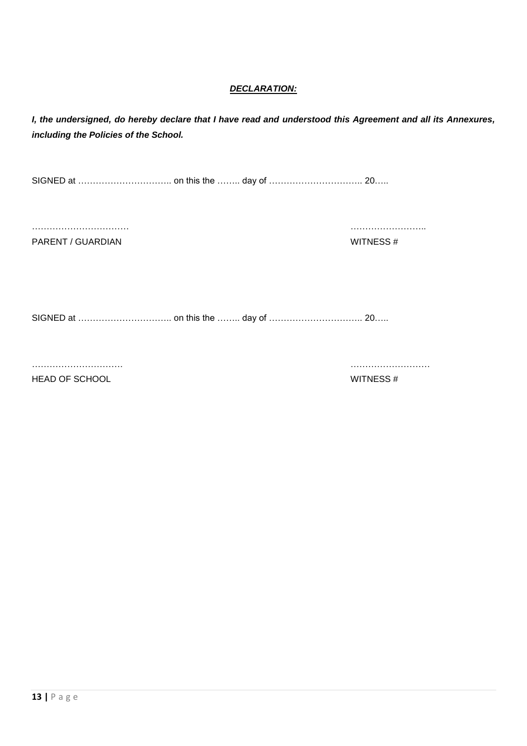***DECLARATION:***

***I, the undersigned, do hereby declare that I have read and understood this Agreement and all its Annexures, including the Policies of the School.***

SIGNED at ………………………….. on this the …….. day of ………………………….. 20…..

……………………………                                        ……………………..

PARENT / GUARDIAN                                        WITNESS #

SIGNED at ………………………….. on this the …….. day of ………………………….. 20…..

…………………………                                        ………………………

HEAD OF SCHOOL                                        WITNESS #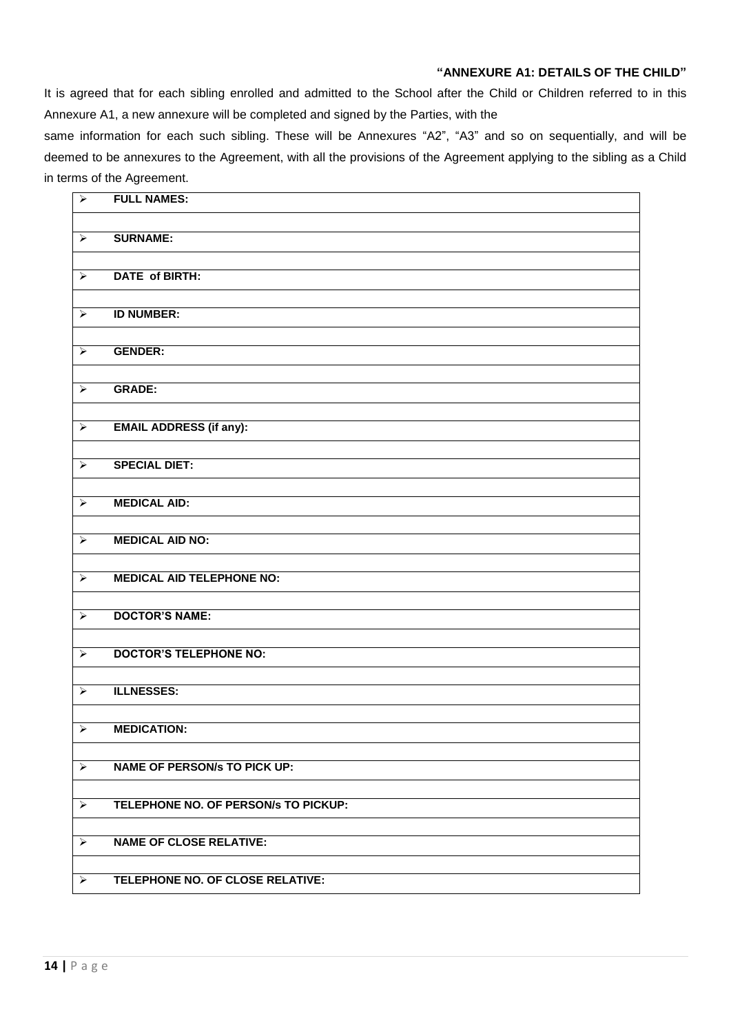**"ANNEXURE A1: DETAILS OF THE CHILD"**

It is agreed that for each sibling enrolled and admitted to the School after the Child or Children referred to in this Annexure A1, a new annexure will be completed and signed by the Parties, with the same information for each such sibling. These will be Annexures "A2", "A3" and so on sequentially, and will be deemed to be annexures to the Agreement, with all the provisions of the Agreement applying to the sibling as a Child in terms of the Agreement.

| | |
|---|---|
| ➢ | **FULL NAMES:** |
| | |
| ➢ | **SURNAME:** |
| | |
| ➢ | **DATE of BIRTH:** |
| | |
| ➢ | **ID NUMBER:** |
| | |
| ➢ | **GENDER:** |
| | |
| ➢ | **GRADE:** |
| | |
| ➢ | **EMAIL ADDRESS (if any):** |
| | |
| ➢ | **SPECIAL DIET:** |
| | |
| ➢ | **MEDICAL AID:** |
| | |
| ➢ | **MEDICAL AID NO:** |
| | |
| ➢ | **MEDICAL AID TELEPHONE NO:** |
| | |
| ➢ | **DOCTOR'S NAME:** |
| | |
| ➢ | **DOCTOR'S TELEPHONE NO:** |
| | |
| ➢ | **ILLNESSES:** |
| | |
| ➢ | **MEDICATION:** |
| | |
| ➢ | **NAME OF PERSON/s TO PICK UP:** |
| | |
| ➢ | **TELEPHONE NO. OF PERSON/s TO PICKUP:** |
| | |
| ➢ | **NAME OF CLOSE RELATIVE:** |
| | |
| ➢ | **TELEPHONE NO. OF CLOSE RELATIVE:** |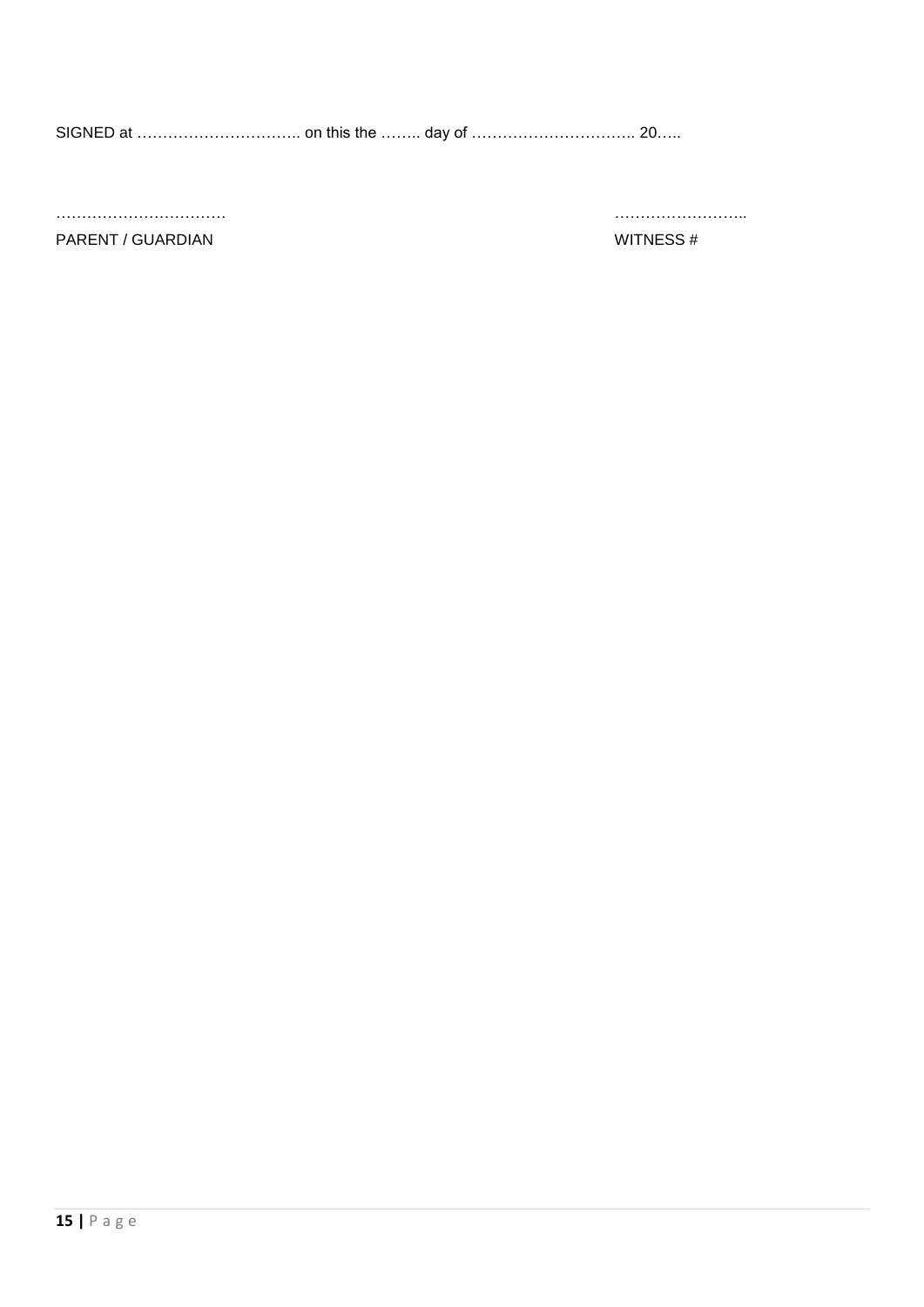SIGNED at ………………………….. on this the …….. day of ………………………….. 20…..

……………………………  
PARENT / GUARDIAN

……………………..  
WITNESS #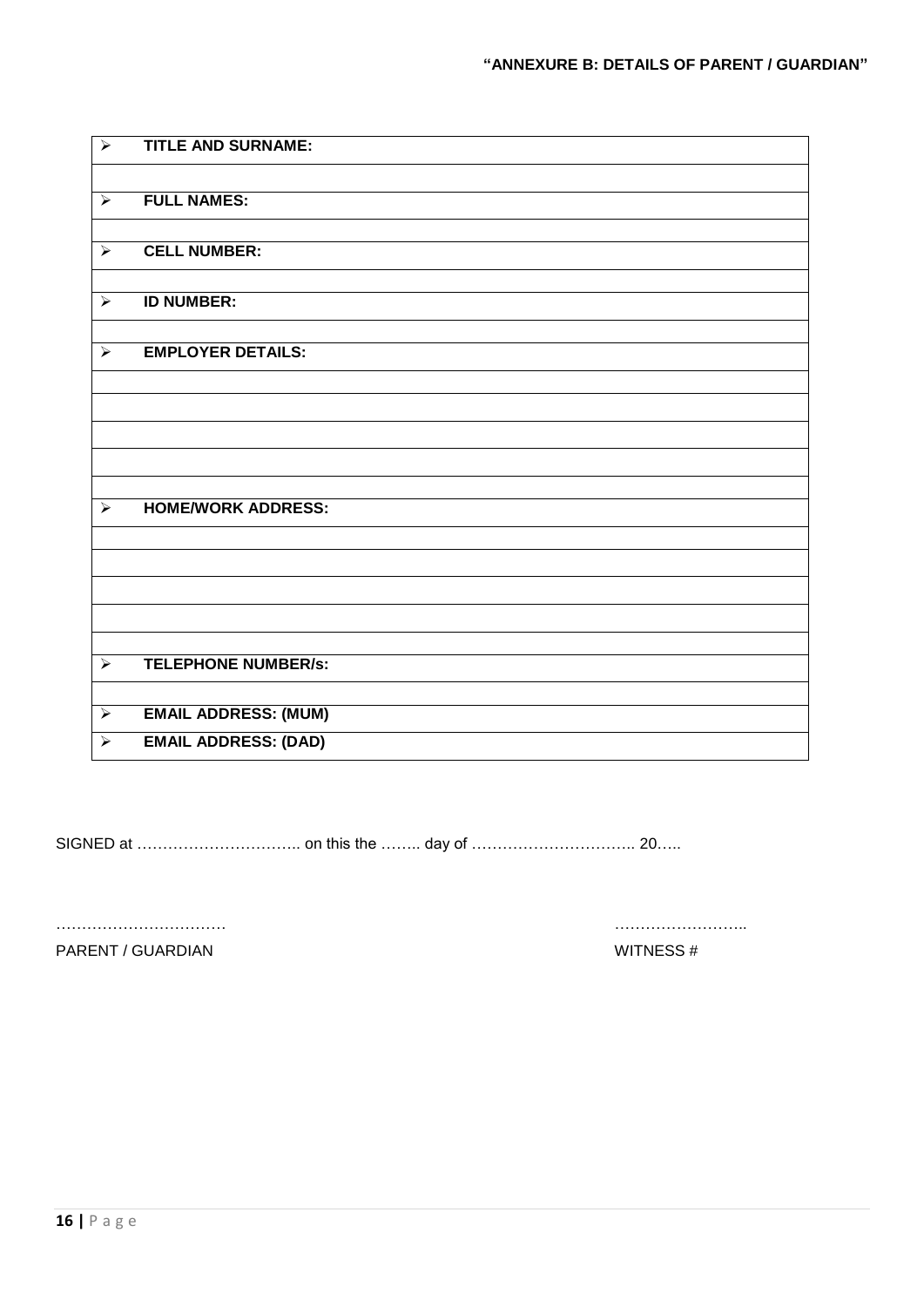**"ANNEXURE B: DETAILS OF PARENT / GUARDIAN"**

| | |
|---|---|
| ➢ | **TITLE AND SURNAME:** |
| | |
| ➢ | **FULL NAMES:** |
| | |
| ➢ | **CELL NUMBER:** |
| | |
| ➢ | **ID NUMBER:** |
| | |
| ➢ | **EMPLOYER DETAILS:** |
| | |
| | |
| | |
| | |
| | |
| ➢ | **HOME/WORK ADDRESS:** |
| | |
| | |
| | |
| | |
| | |
| ➢ | **TELEPHONE NUMBER/s:** |
| | |
| ➢ | **EMAIL ADDRESS: (MUM)** |
| ➢ | **EMAIL ADDRESS: (DAD)** |

SIGNED at ………………………….. on this the …….. day of ………………………….. 20…..

…………………………… ……………………..

PARENT / GUARDIAN WITNESS #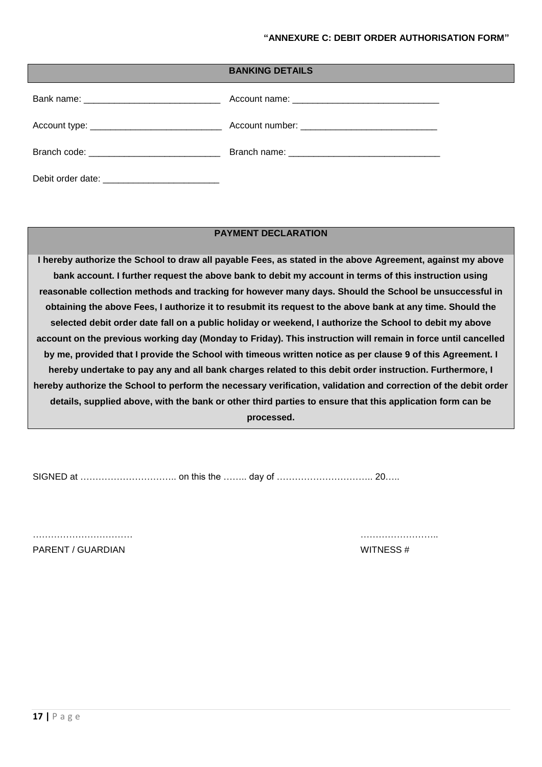**"ANNEXURE C: DEBIT ORDER AUTHORISATION FORM"**

## BANKING DETAILS

Bank name: ___________________________ Account name: _____________________________

Account type: __________________________ Account number: ___________________________

Branch code: __________________________ Branch name: ______________________________

Debit order date: _______________________

## PAYMENT DECLARATION

**I hereby authorize the School to draw all payable Fees, as stated in the above Agreement, against my above bank account. I further request the above bank to debit my account in terms of this instruction using reasonable collection methods and tracking for however many days. Should the School be unsuccessful in obtaining the above Fees, I authorize it to resubmit its request to the above bank at any time. Should the selected debit order date fall on a public holiday or weekend, I authorize the School to debit my above account on the previous working day (Monday to Friday). This instruction will remain in force until cancelled by me, provided that I provide the School with timeous written notice as per clause 9 of this Agreement. I hereby undertake to pay any and all bank charges related to this debit order instruction. Furthermore, I hereby authorize the School to perform the necessary verification, validation and correction of the debit order details, supplied above, with the bank or other third parties to ensure that this application form can be processed.**

SIGNED at ………………………….. on this the …….. day of ………………………….. 20…..

……………………………
PARENT / GUARDIAN

……………………..
WITNESS #